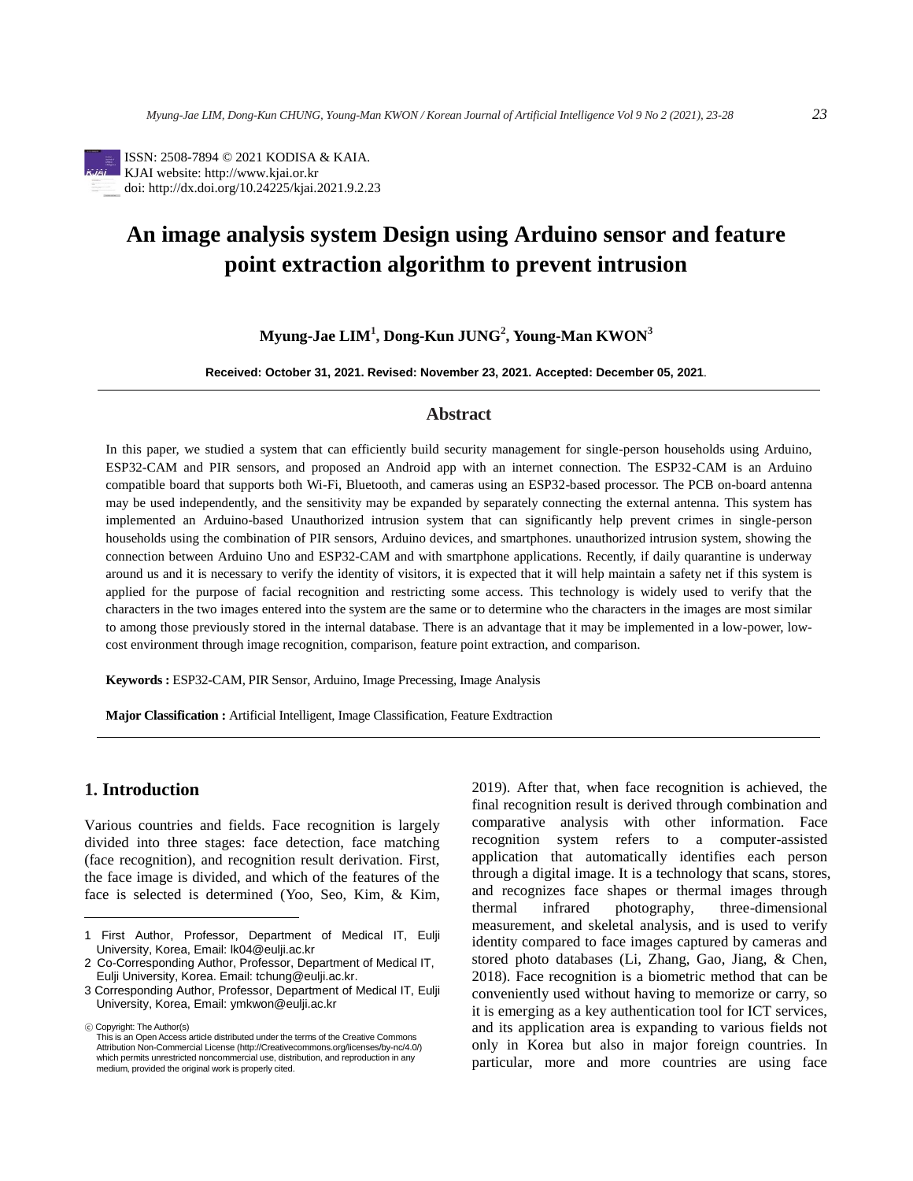ISSN: 2508-7894 © 2021 KODISA & KAIA.
KJAI website: http://www.kjai.or.kr
doi: http://dx.doi.org/10.24225/kjai.2021.9.2.23

# An image analysis system Design using Arduino sensor and feature point extraction algorithm to prevent intrusion

**Myung-Jae LIM[1], Dong-Kun JUNG[2], Young-Man KWON[3]**

**Received: October 31, 2021. Revised: November 23, 2021. Accepted: December 05, 2021.**

## Abstract

In this paper, we studied a system that can efficiently build security management for single-person households using Arduino, ESP32-CAM and PIR sensors, and proposed an Android app with an internet connection. The ESP32-CAM is an Arduino compatible board that supports both Wi-Fi, Bluetooth, and cameras using an ESP32-based processor. The PCB on-board antenna may be used independently, and the sensitivity may be expanded by separately connecting the external antenna. This system has implemented an Arduino-based Unauthorized intrusion system that can significantly help prevent crimes in single-person households using the combination of PIR sensors, Arduino devices, and smartphones. unauthorized intrusion system, showing the connection between Arduino Uno and ESP32-CAM and with smartphone applications. Recently, if daily quarantine is underway around us and it is necessary to verify the identity of visitors, it is expected that it will help maintain a safety net if this system is applied for the purpose of facial recognition and restricting some access. This technology is widely used to verify that the characters in the two images entered into the system are the same or to determine who the characters in the images are most similar to among those previously stored in the internal database. There is an advantage that it may be implemented in a low-power, low-cost environment through image recognition, comparison, feature point extraction, and comparison.

**Keywords :** ESP32-CAM, PIR Sensor, Arduino, Image Precessing, Image Analysis

**Major Classification :** Artificial Intelligent, Image Classification, Feature Exdtraction

## 1. Introduction

Various countries and fields. Face recognition is largely divided into three stages: face detection, face matching (face recognition), and recognition result derivation. First, the face image is divided, and which of the features of the face is selected is determined (Yoo, Seo, Kim, & Kim, 2019). After that, when face recognition is achieved, the final recognition result is derived through combination and comparative analysis with other information. Face recognition system refers to a computer-assisted application that automatically identifies each person through a digital image. It is a technology that scans, stores, and recognizes face shapes or thermal images through thermal infrared photography, three-dimensional measurement, and skeletal analysis, and is used to verify identity compared to face images captured by cameras and stored photo databases (Li, Zhang, Gao, Jiang, & Chen, 2018). Face recognition is a biometric method that can be conveniently used without having to memorize or carry, so it is emerging as a key authentication tool for ICT services, and its application area is expanding to various fields not only in Korea but also in major foreign countries. In particular, more and more countries are using face

---

1 First Author, Professor, Department of Medical IT, Eulji University, Korea, Email: lk04@eulji.ac.kr

2 Co-Corresponding Author, Professor, Department of Medical IT, Eulji University, Korea. Email: tchung@eulji.ac.kr.

3 Corresponding Author, Professor, Department of Medical IT, Eulji University, Korea, Email: ymkwon@eulji.ac.kr

ⓒ Copyright: The Author(s)
This is an Open Access article distributed under the terms of the Creative Commons Attribution Non-Commercial License (http://Creativecommons.org/licenses/by-nc/4.0/) which permits unrestricted noncommercial use, distribution, and reproduction in any medium, provided the original work is properly cited.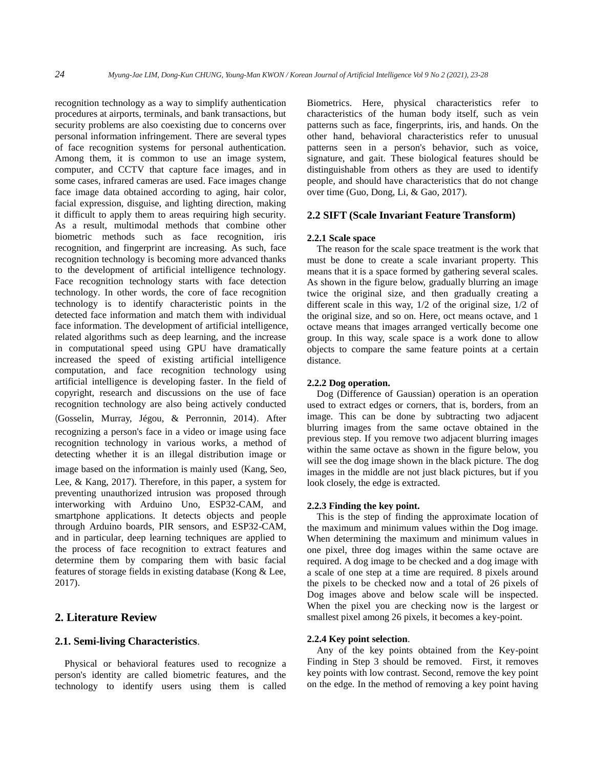recognition technology as a way to simplify authentication procedures at airports, terminals, and bank transactions, but security problems are also coexisting due to concerns over personal information infringement. There are several types of face recognition systems for personal authentication. Among them, it is common to use an image system, computer, and CCTV that capture face images, and in some cases, infrared cameras are used. Face images change face image data obtained according to aging, hair color, facial expression, disguise, and lighting direction, making it difficult to apply them to areas requiring high security. As a result, multimodal methods that combine other biometric methods such as face recognition, iris recognition, and fingerprint are increasing. As such, face recognition technology is becoming more advanced thanks to the development of artificial intelligence technology. Face recognition technology starts with face detection technology. In other words, the core of face recognition technology is to identify characteristic points in the detected face information and match them with individual face information. The development of artificial intelligence, related algorithms such as deep learning, and the increase in computational speed using GPU have dramatically increased the speed of existing artificial intelligence computation, and face recognition technology using artificial intelligence is developing faster. In the field of copyright, research and discussions on the use of face recognition technology are also being actively conducted (Gosselin, Murray, Jégou, & Perronnin, 2014). After recognizing a person's face in a video or image using face recognition technology in various works, a method of detecting whether it is an illegal distribution image or image based on the information is mainly used (Kang, Seo, Lee, & Kang, 2017). Therefore, in this paper, a system for preventing unauthorized intrusion was proposed through interworking with Arduino Uno, ESP32-CAM, and smartphone applications. It detects objects and people through Arduino boards, PIR sensors, and ESP32-CAM, and in particular, deep learning techniques are applied to the process of face recognition to extract features and determine them by comparing them with basic facial features of storage fields in existing database (Kong & Lee, 2017).

## 2. Literature Review

### 2.1. Semi-living Characteristics.

Physical or behavioral features used to recognize a person's identity are called biometric features, and the technology to identify users using them is called Biometrics. Here, physical characteristics refer to characteristics of the human body itself, such as vein patterns such as face, fingerprints, iris, and hands. On the other hand, behavioral characteristics refer to unusual patterns seen in a person's behavior, such as voice, signature, and gait. These biological features should be distinguishable from others as they are used to identify people, and should have characteristics that do not change over time (Guo, Dong, Li, & Gao, 2017).

### 2.2 SIFT (Scale Invariant Feature Transform)

#### 2.2.1 Scale space

The reason for the scale space treatment is the work that must be done to create a scale invariant property. This means that it is a space formed by gathering several scales. As shown in the figure below, gradually blurring an image twice the original size, and then gradually creating a different scale in this way, 1/2 of the original size, 1/2 of the original size, and so on. Here, oct means octave, and 1 octave means that images arranged vertically become one group. In this way, scale space is a work done to allow objects to compare the same feature points at a certain distance.

#### 2.2.2 Dog operation.

Dog (Difference of Gaussian) operation is an operation used to extract edges or corners, that is, borders, from an image. This can be done by subtracting two adjacent blurring images from the same octave obtained in the previous step. If you remove two adjacent blurring images within the same octave as shown in the figure below, you will see the dog image shown in the black picture. The dog images in the middle are not just black pictures, but if you look closely, the edge is extracted.

#### 2.2.3 Finding the key point.

This is the step of finding the approximate location of the maximum and minimum values within the Dog image. When determining the maximum and minimum values in one pixel, three dog images within the same octave are required. A dog image to be checked and a dog image with a scale of one step at a time are required. 8 pixels around the pixels to be checked now and a total of 26 pixels of Dog images above and below scale will be inspected. When the pixel you are checking now is the largest or smallest pixel among 26 pixels, it becomes a key-point.

#### 2.2.4 Key point selection.

Any of the key points obtained from the Key-point Finding in Step 3 should be removed. First, it removes key points with low contrast. Second, remove the key point on the edge. In the method of removing a key point having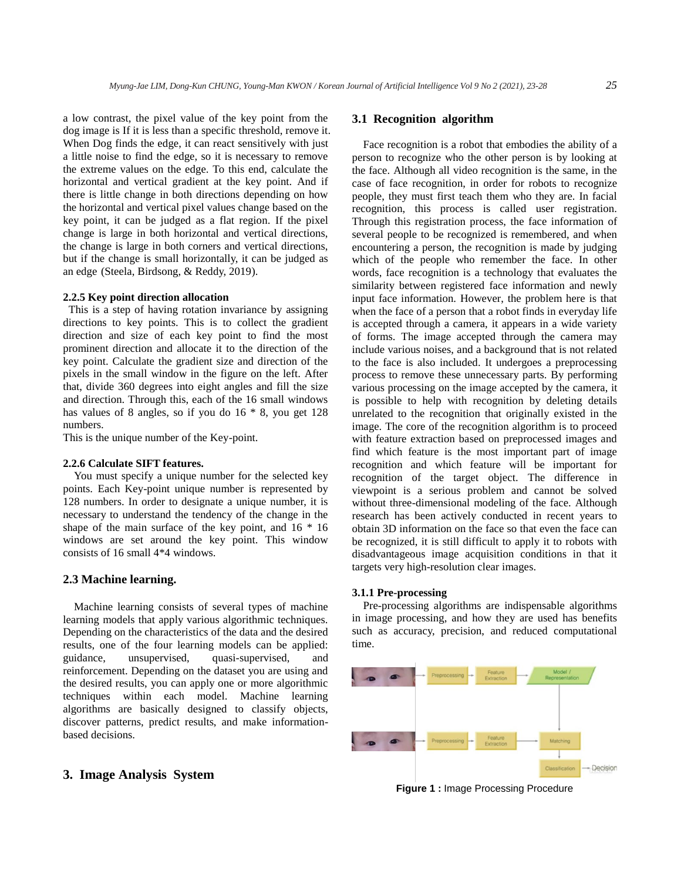a low contrast, the pixel value of the key point from the dog image is If it is less than a specific threshold, remove it. When Dog finds the edge, it can react sensitively with just a little noise to find the edge, so it is necessary to remove the extreme values on the edge. To this end, calculate the horizontal and vertical gradient at the key point. And if there is little change in both directions depending on how the horizontal and vertical pixel values change based on the key point, it can be judged as a flat region. If the pixel change is large in both horizontal and vertical directions, the change is large in both corners and vertical directions, but if the change is small horizontally, it can be judged as an edge (Steela, Birdsong, & Reddy, 2019).

#### 2.2.5 Key point direction allocation

This is a step of having rotation invariance by assigning directions to key points. This is to collect the gradient direction and size of each key point to find the most prominent direction and allocate it to the direction of the key point. Calculate the gradient size and direction of the pixels in the small window in the figure on the left. After that, divide 360 degrees into eight angles and fill the size and direction. Through this, each of the 16 small windows has values of 8 angles, so if you do 16 * 8, you get 128 numbers.

This is the unique number of the Key-point.

#### 2.2.6 Calculate SIFT features.

You must specify a unique number for the selected key points. Each Key-point unique number is represented by 128 numbers. In order to designate a unique number, it is necessary to understand the tendency of the change in the shape of the main surface of the key point, and 16 * 16 windows are set around the key point. This window consists of 16 small 4*4 windows.

### 2.3 Machine learning.

Machine learning consists of several types of machine learning models that apply various algorithmic techniques. Depending on the characteristics of the data and the desired results, one of the four learning models can be applied: guidance, unsupervised, quasi-supervised, and reinforcement. Depending on the dataset you are using and the desired results, you can apply one or more algorithmic techniques within each model. Machine learning algorithms are basically designed to classify objects, discover patterns, predict results, and make information-based decisions.

## 3. Image Analysis System

### 3.1 Recognition algorithm

Face recognition is a robot that embodies the ability of a person to recognize who the other person is by looking at the face. Although all video recognition is the same, in the case of face recognition, in order for robots to recognize people, they must first teach them who they are. In facial recognition, this process is called user registration. Through this registration process, the face information of several people to be recognized is remembered, and when encountering a person, the recognition is made by judging which of the people who remember the face. In other words, face recognition is a technology that evaluates the similarity between registered face information and newly input face information. However, the problem here is that when the face of a person that a robot finds in everyday life is accepted through a camera, it appears in a wide variety of forms. The image accepted through the camera may include various noises, and a background that is not related to the face is also included. It undergoes a preprocessing process to remove these unnecessary parts. By performing various processing on the image accepted by the camera, it is possible to help with recognition by deleting details unrelated to the recognition that originally existed in the image. The core of the recognition algorithm is to proceed with feature extraction based on preprocessed images and find which feature is the most important part of image recognition and which feature will be important for recognition of the target object. The difference in viewpoint is a serious problem and cannot be solved without three-dimensional modeling of the face. Although research has been actively conducted in recent years to obtain 3D information on the face so that even the face can be recognized, it is still difficult to apply it to robots with disadvantageous image acquisition conditions in that it targets very high-resolution clear images.

#### 3.1.1 Pre-processing

Pre-processing algorithms are indispensable algorithms in image processing, and how they are used has benefits such as accuracy, precision, and reduced computational time.

**Figure 1 :** Image Processing Procedure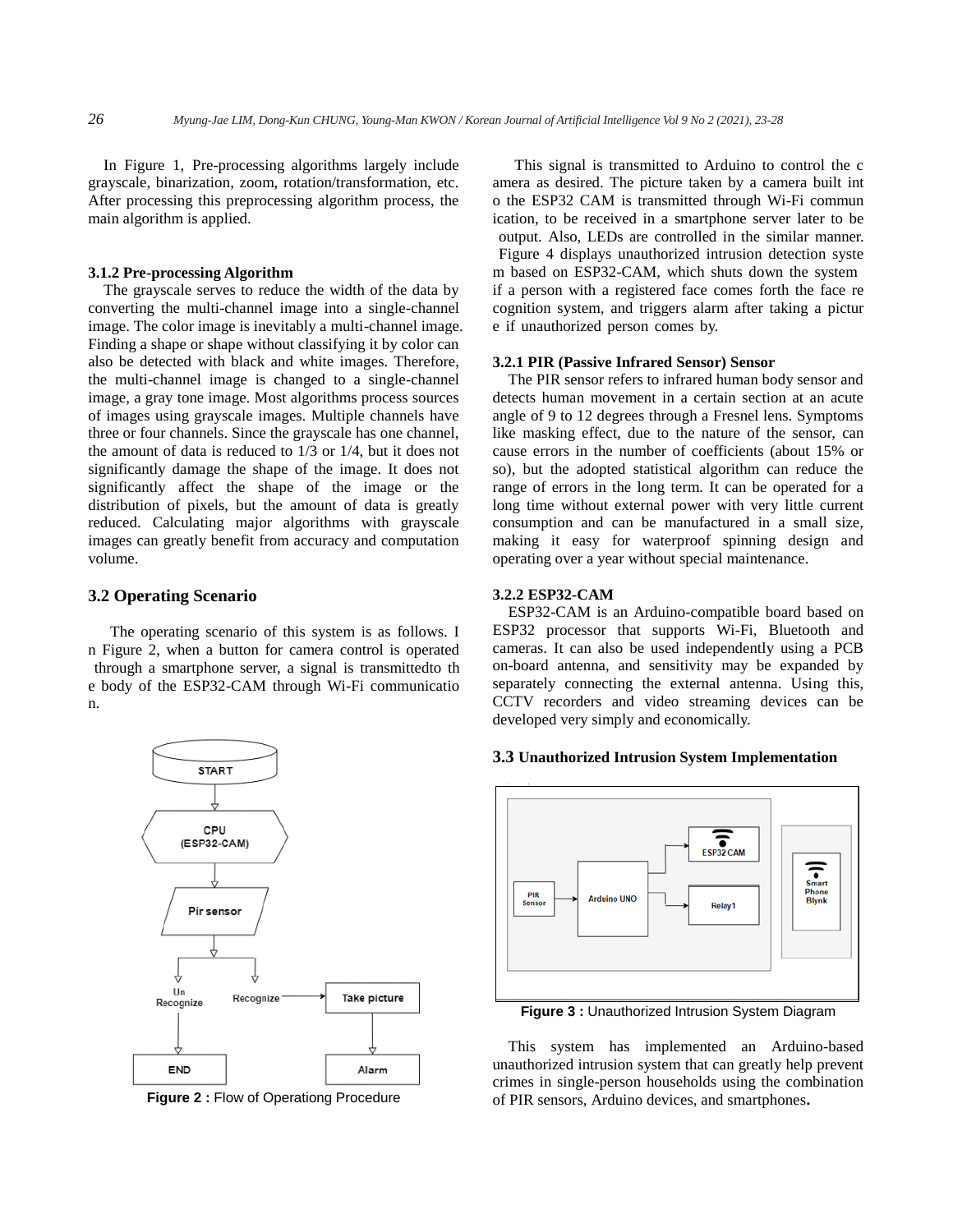In Figure 1, Pre-processing algorithms largely include grayscale, binarization, zoom, rotation/transformation, etc. After processing this preprocessing algorithm process, the main algorithm is applied.

### 3.1.2 Pre-processing Algorithm

The grayscale serves to reduce the width of the data by converting the multi-channel image into a single-channel image. The color image is inevitably a multi-channel image. Finding a shape or shape without classifying it by color can also be detected with black and white images. Therefore, the multi-channel image is changed to a single-channel image, a gray tone image. Most algorithms process sources of images using grayscale images. Multiple channels have three or four channels. Since the grayscale has one channel, the amount of data is reduced to 1/3 or 1/4, but it does not significantly damage the shape of the image. It does not significantly affect the shape of the image or the distribution of pixels, but the amount of data is greatly reduced. Calculating major algorithms with grayscale images can greatly benefit from accuracy and computation volume.

## 3.2 Operating Scenario

The operating scenario of this system is as follows. In Figure 2, when a button for camera control is operated through a smartphone server, a signal is transmittedto the body of the ESP32-CAM through Wi-Fi communication.

**Figure 2 :** Flow of Operationg Procedure

This signal is transmitted to Arduino to control the camera as desired. The picture taken by a camera built into the ESP32 CAM is transmitted through Wi-Fi communication, to be received in a smartphone server later to be output. Also, LEDs are controlled in the similar manner. Figure 4 displays unauthorized intrusion detection system based on ESP32-CAM, which shuts down the system if a person with a registered face comes forth the face recognition system, and triggers alarm after taking a picture if unauthorized person comes by.

### 3.2.1 PIR (Passive Infrared Sensor) Sensor

The PIR sensor refers to infrared human body sensor and detects human movement in a certain section at an acute angle of 9 to 12 degrees through a Fresnel lens. Symptoms like masking effect, due to the nature of the sensor, can cause errors in the number of coefficients (about 15% or so), but the adopted statistical algorithm can reduce the range of errors in the long term. It can be operated for a long time without external power with very little current consumption and can be manufactured in a small size, making it easy for waterproof spinning design and operating over a year without special maintenance.

### 3.2.2 ESP32-CAM

ESP32-CAM is an Arduino-compatible board based on ESP32 processor that supports Wi-Fi, Bluetooth and cameras. It can also be used independently using a PCB on-board antenna, and sensitivity may be expanded by separately connecting the external antenna. Using this, CCTV recorders and video streaming devices can be developed very simply and economically.

## 3.3 Unauthorized Intrusion System Implementation

**Figure 3 :** Unauthorized Intrusion System Diagram

This system has implemented an Arduino-based unauthorized intrusion system that can greatly help prevent crimes in single-person households using the combination of PIR sensors, Arduino devices, and smartphones**.**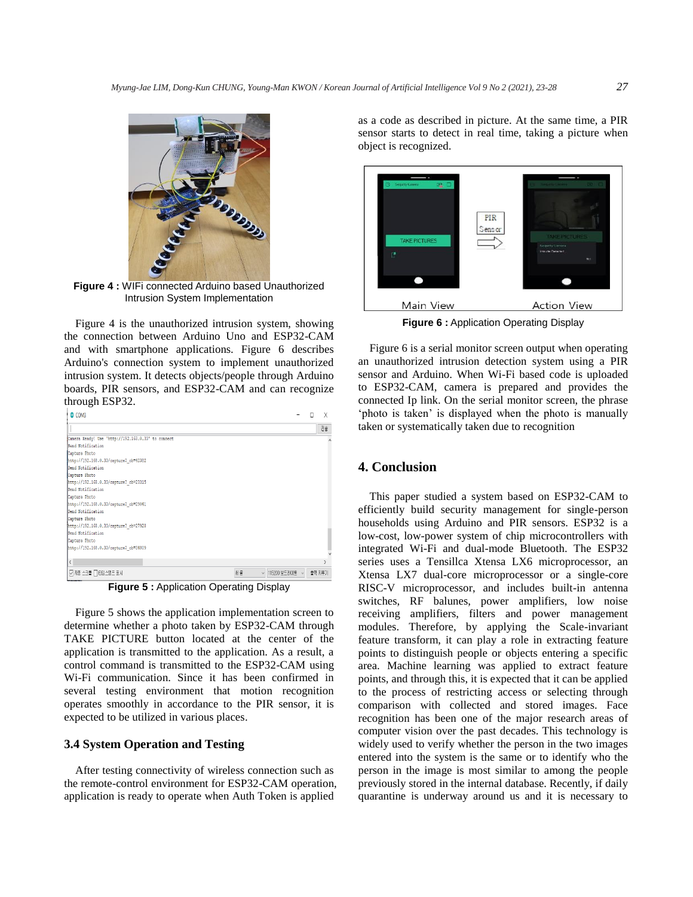**Figure 4 :** WIFi connected Arduino based Unauthorized Intrusion System Implementation

Figure 4 is the unauthorized intrusion system, showing the connection between Arduino Uno and ESP32-CAM and with smartphone applications. Figure 6 describes Arduino's connection system to implement unauthorized intrusion system. It detects objects/people through Arduino boards, PIR sensors, and ESP32-CAM and can recognize through ESP32.

**Figure 5 :** Application Operating Display

Figure 5 shows the application implementation screen to determine whether a photo taken by ESP32-CAM through TAKE PICTURE button located at the center of the application is transmitted to the application. As a result, a control command is transmitted to the ESP32-CAM using Wi-Fi communication. Since it has been confirmed in several testing environment that motion recognition operates smoothly in accordance to the PIR sensor, it is expected to be utilized in various places.

### 3.4 System Operation and Testing

After testing connectivity of wireless connection such as the remote-control environment for ESP32-CAM operation, application is ready to operate when Auth Token is applied as a code as described in picture. At the same time, a PIR sensor starts to detect in real time, taking a picture when object is recognized.

**Figure 6 :** Application Operating Display

Figure 6 is a serial monitor screen output when operating an unauthorized intrusion detection system using a PIR sensor and Arduino. When Wi-Fi based code is uploaded to ESP32-CAM, camera is prepared and provides the connected Ip link. On the serial monitor screen, the phrase 'photo is taken' is displayed when the photo is manually taken or systematically taken due to recognition

## 4. Conclusion

This paper studied a system based on ESP32-CAM to efficiently build security management for single-person households using Arduino and PIR sensors. ESP32 is a low-cost, low-power system of chip microcontrollers with integrated Wi-Fi and dual-mode Bluetooth. The ESP32 series uses a Tensillca Xtensa LX6 microprocessor, an Xtensa LX7 dual-core microprocessor or a single-core RISC-V microprocessor, and includes built-in antenna switches, RF baluns, power amplifiers, low noise receiving amplifiers, filters and power management modules. Therefore, by applying the Scale-invariant feature transform, it can play a role in extracting feature points to distinguish people or objects entering a specific area. Machine learning was applied to extract feature points, and through this, it is expected that it can be applied to the process of restricting access or selecting through comparison with collected and stored images. Face recognition has been one of the major research areas of computer vision over the past decades. This technology is widely used to verify whether the person in the two images entered into the system is the same or to identify who the person in the image is most similar to among the people previously stored in the internal database. Recently, if daily quarantine is underway around us and it is necessary to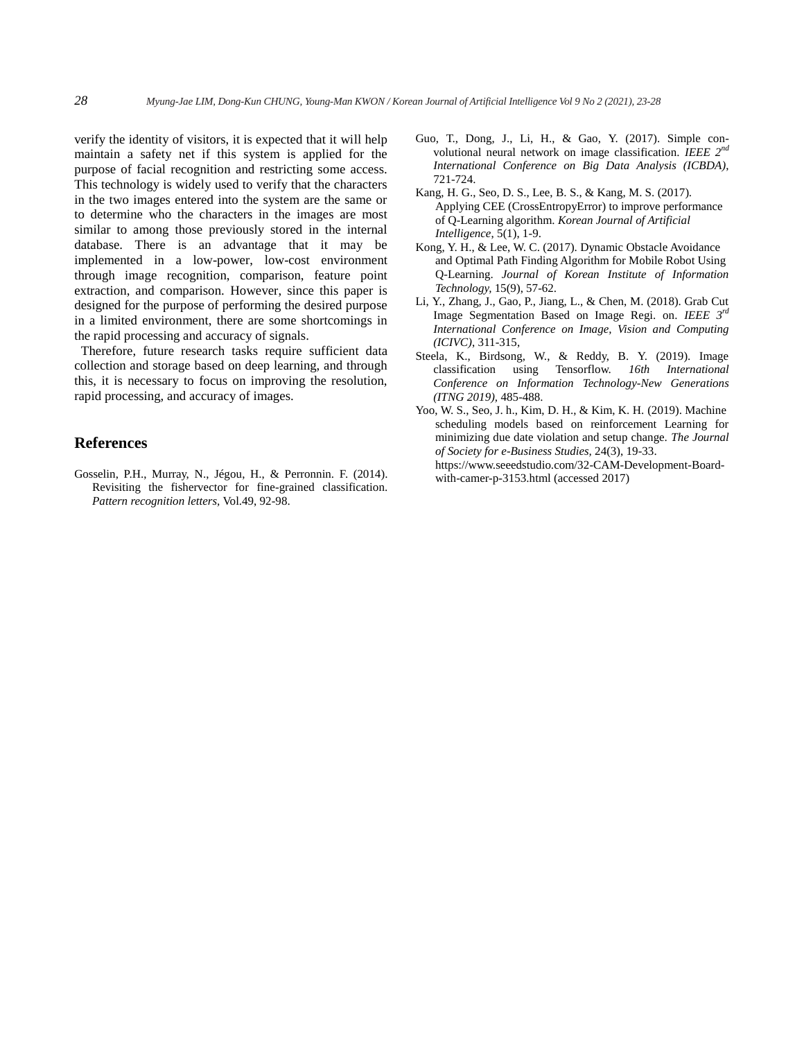verify the identity of visitors, it is expected that it will help maintain a safety net if this system is applied for the purpose of facial recognition and restricting some access. This technology is widely used to verify that the characters in the two images entered into the system are the same or to determine who the characters in the images are most similar to among those previously stored in the internal database. There is an advantage that it may be implemented in a low-power, low-cost environment through image recognition, comparison, feature point extraction, and comparison. However, since this paper is designed for the purpose of performing the desired purpose in a limited environment, there are some shortcomings in the rapid processing and accuracy of signals.

Therefore, future research tasks require sufficient data collection and storage based on deep learning, and through this, it is necessary to focus on improving the resolution, rapid processing, and accuracy of images.

## References

Gosselin, P.H., Murray, N., Jégou, H., & Perronnin. F. (2014). Revisiting the fishervector for fine-grained classification. *Pattern recognition letters*, Vol.49, 92-98.

Guo, T., Dong, J., Li, H., & Gao, Y. (2017). Simple convolutional neural network on image classification. *IEEE 2nd International Conference on Big Data Analysis (ICBDA)*, 721-724.

Kang, H. G., Seo, D. S., Lee, B. S., & Kang, M. S. (2017). Applying CEE (CrossEntropyError) to improve performance of Q-Learning algorithm. *Korean Journal of Artificial Intelligence*, 5(1), 1-9.

Kong, Y. H., & Lee, W. C. (2017). Dynamic Obstacle Avoidance and Optimal Path Finding Algorithm for Mobile Robot Using Q-Learning. *Journal of Korean Institute of Information Technology*, 15(9), 57-62.

Li, Y., Zhang, J., Gao, P., Jiang, L., & Chen, M. (2018). Grab Cut Image Segmentation Based on Image Regi. on. *IEEE 3rd International Conference on Image, Vision and Computing (ICIVC)*, 311-315,

Steela, K., Birdsong, W., & Reddy, B. Y. (2019). Image classification using Tensorflow. *16th International Conference on Information Technology-New Generations (ITNG 2019)*, 485-488.

Yoo, W. S., Seo, J. h., Kim, D. H., & Kim, K. H. (2019). Machine scheduling models based on reinforcement Learning for minimizing due date violation and setup change. *The Journal of Society for e-Business Studies*, 24(3), 19-33.
https://www.seeedstudio.com/32-CAM-Development-Board-with-camer-p-3153.html (accessed 2017)